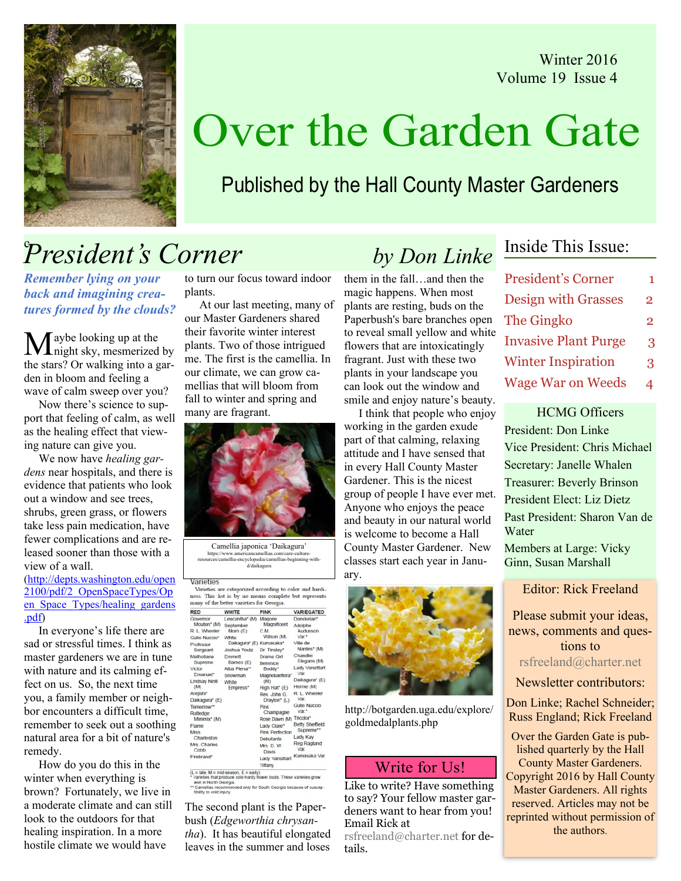Winter 2016
Volume 19 Issue 4

# Over the Garden Gate

Published by the Hall County Master Gardeners

## President's Corner *by Don Linke*

***Remember lying on your back and imagining creatures formed by the clouds?***

Maybe looking up at the night sky, mesmerized by the stars? Or walking into a garden in bloom and feeling a wave of calm sweep over you?

Now there's science to support that feeling of calm, as well as the healing effect that viewing nature can give you.

We now have *healing gardens* near hospitals, and there is evidence that patients who look out a window and see trees, shrubs, green grass, or flowers take less pain medication, have fewer complications and are released sooner than those with a view of a wall. (http://depts.washington.edu/open2100/pdf/2_OpenSpaceTypes/Open_Space_Types/healing_gardens.pdf)

In everyone's life there are sad or stressful times. I think as master gardeners we are in tune with nature and its calming effect on us. So, the next time you, a family member or neighbor encounters a difficult time, remember to seek out a soothing natural area for a bit of nature's remedy.

How do you do this in the winter when everything is brown? Fortunately, we live in a moderate climate and can still look to the outdoors for that healing inspiration. In a more hostile climate we would have to turn our focus toward indoor plants.

At our last meeting, many of our Master Gardeners shared their favorite winter interest plants. Two of those intrigued me. The first is the camellia. In our climate, we can grow camellias that will bloom from fall to winter and spring and many are fragrant.

Camellia japonica 'Daikagura'
https://www.americancamellias.com/care-culture-resources/camellia-encyclopedia/camellias-beginning-with-d/daikagura

Varieties

Varieties are categorized according to color and hardiness. This list is by no means complete but represents many of the better varieties for Georgia.

| RED | WHITE | PINK | VARIEGATED |
|---|---|---|---|
| Governor Mouton* (M) | Leucantha* (M) | Marjorie Magnificent | Donckelari* |
| R. L. Wheeler | September Mom (E) | C.M. Wilson (M) | Adolphe Audusson Var.* |
| Gulio Nuccio* | White Daikagura* (E) | Kumasaka* | Ville de Nantes* (M) |
| Professor Sargeant | Joshua Youtz | Dr. Tinsley* | Chandler Elegans (M) |
| Mathotiana Supreme | Emmett Barnes (E) | Drama Girl | Lady Vansittart Var. |
| Victor Emanuel* | Alba Plena** | Berenice Boddy* | Daikagura* (E) |
| Lindsay Neill (M) | Snowman | Magnoliaeflora* (M) | Herme (M) |
| Arejishi* | White Empress* | High Hat* (E) | R. L. Wheeler Var. |
| Daikagura* (E) | | Rev. John G. Drayton* (L) | Gulio Nuccio Var.* |
| Tomorrow** | | Pink Champagne | Tricolor* |
| Rutledge Mimmix* (M) | | Rose Dawn (M) | Betty Sheffield Supreme** |
| Flame | | Lady Clare* | Lady Kay |
| Miss Charleston | | Pink Perfection | Reg Ragland Var. |
| Mrs. Charles Cobb | | Debutante | Kumasaka Var. |
| Firebrand* | | Mrs. D. W. Davis | |
| | | Lady Vansittart | |
| | | Tiffany | |

(L = late, M = mid-season, E = early)
\* Varieties that produce cold-hardy flower buds. These varieties grow well in North Georgia.
\*\* Camellias recommended only for South Georgia because of susceptibility to cold injury.

The second plant is the Paperbush (*Edgeworthia chrysantha*). It has beautiful elongated leaves in the summer and loses them in the fall…and then the magic happens. When most plants are resting, buds on the Paperbush's bare branches open to reveal small yellow and white flowers that are intoxicatingly fragrant. Just with these two plants in your landscape you can look out the window and smile and enjoy nature's beauty.

I think that people who enjoy working in the garden exude part of that calming, relaxing attitude and I have sensed that in every Hall County Master Gardener. This is the nicest group of people I have ever met. Anyone who enjoys the peace and beauty in our natural world is welcome to become a Hall County Master Gardener. New classes start each year in January.

http://botgarden.uga.edu/explore/goldmedalplants.php

### Write for Us!

Like to write? Have something to say? Your fellow master gardeners want to hear from you! Email Rick at rsfreeland@charter.net for details.

### Inside This Issue:

| | |
|---|---|
| President's Corner | 1 |
| Design with Grasses | 2 |
| The Gingko | 2 |
| Invasive Plant Purge | 3 |
| Winter Inspiration | 3 |
| Wage War on Weeds | 4 |

### HCMG Officers

President: Don Linke
Vice President: Chris Michael
Secretary: Janelle Whalen
Treasurer: Beverly Brinson
President Elect: Liz Dietz
Past President: Sharon Van de Water
Members at Large: Vicky Ginn, Susan Marshall

Editor: Rick Freeland

Please submit your ideas, news, comments and questions to rsfreeland@charter.net

Newsletter contributors:

Don Linke; Rachel Schneider; Russ England; Rick Freeland

Over the Garden Gate is published quarterly by the Hall County Master Gardeners. Copyright 2016 by Hall County Master Gardeners. All rights reserved. Articles may not be reprinted without permission of the authors.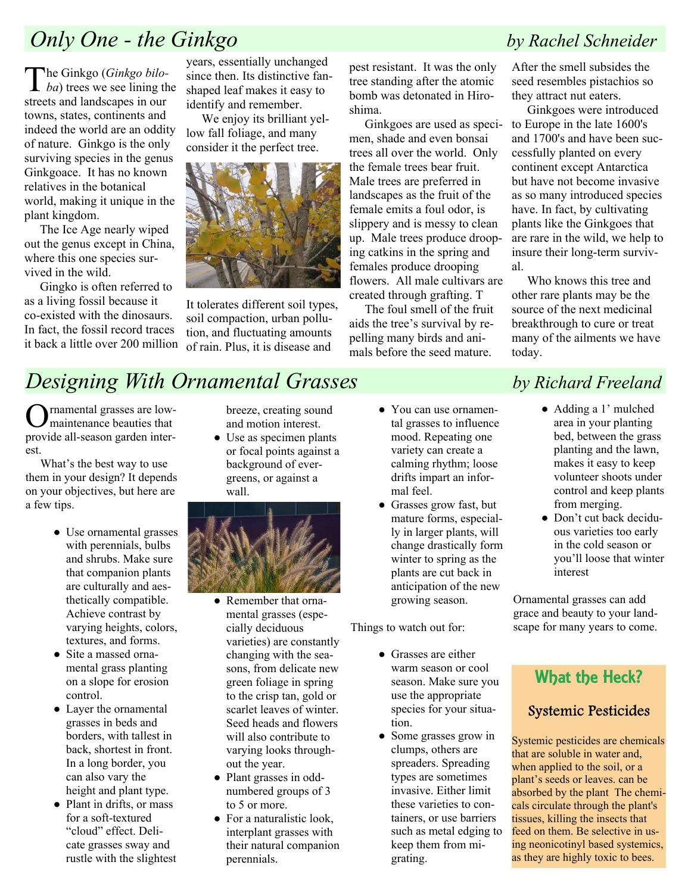## *Only One - the Ginkgo* by Rachel Schneider

The Ginkgo (*Ginkgo biloba*) trees we see lining the streets and landscapes in our towns, states, continents and indeed the world are an oddity of nature. Ginkgo is the only surviving species in the genus Ginkgoace. It has no known relatives in the botanical world, making it unique in the plant kingdom.

The Ice Age nearly wiped out the genus except in China, where this one species survived in the wild.

Gingko is often referred to as a living fossil because it co-existed with the dinosaurs. In fact, the fossil record traces it back a little over 200 million years, essentially unchanged since then. Its distinctive fan-shaped leaf makes it easy to identify and remember.

We enjoy its brilliant yellow fall foliage, and many consider it the perfect tree.

It tolerates different soil types, soil compaction, urban pollution, and fluctuating amounts of rain. Plus, it is disease and pest resistant. It was the only tree standing after the atomic bomb was detonated in Hiroshima.

Ginkgoes are used as specimen, shade and even bonsai trees all over the world. Only the female trees bear fruit. Male trees are preferred in landscapes as the fruit of the female emits a foul odor, is slippery and is messy to clean up. Male trees produce drooping catkins in the spring and females produce drooping flowers. All male cultivars are created through grafting. T

The foul smell of the fruit aids the tree's survival by repelling many birds and animals before the seed mature. After the smell subsides the seed resembles pistachios so they attract nut eaters.

Ginkgoes were introduced to Europe in the late 1600's and 1700's and have been successfully planted on every continent except Antarctica but have not become invasive as so many introduced species have. In fact, by cultivating plants like the Ginkgoes that are rare in the wild, we help to insure their long-term survival.

Who knows this tree and other rare plants may be the source of the next medicinal breakthrough to cure or treat many of the ailments we have today.

## *Designing With Ornamental Grasses* by Richard Freeland

Ornamental grasses are low-maintenance beauties that provide all-season garden interest.

What's the best way to use them in your design? It depends on your objectives, but here are a few tips.

- Use ornamental grasses with perennials, bulbs and shrubs. Make sure that companion plants are culturally and aesthetically compatible. Achieve contrast by varying heights, colors, textures, and forms.
- Site a massed ornamental grass planting on a slope for erosion control.
- Layer the ornamental grasses in beds and borders, with tallest in back, shortest in front. In a long border, you can also vary the height and plant type.
- Plant in drifts, or mass for a soft-textured "cloud" effect. Delicate grasses sway and rustle with the slightest breeze, creating sound and motion interest.
- Use as specimen plants or focal points against a background of evergreens, or against a wall.
- Remember that ornamental grasses (especially deciduous varieties) are constantly changing with the seasons, from delicate new green foliage in spring to the crisp tan, gold or scarlet leaves of winter. Seed heads and flowers will also contribute to varying looks throughout the year.
- Plant grasses in odd-numbered groups of 3 to 5 or more.
- For a naturalistic look, interplant grasses with their natural companion perennials.
- You can use ornamental grasses to influence mood. Repeating one variety can create a calming rhythm; loose drifts impart an informal feel.
- Grasses grow fast, but mature forms, especially in larger plants, will change drastically form winter to spring as the plants are cut back in anticipation of the new growing season.

Things to watch out for:

- Grasses are either warm season or cool season. Make sure you use the appropriate species for your situation.
- Some grasses grow in clumps, others are spreaders. Spreading types are sometimes invasive. Either limit these varieties to containers, or use barriers such as metal edging to keep them from migrating.
- Adding a 1' mulched area in your planting bed, between the grass planting and the lawn, makes it easy to keep volunteer shoots under control and keep plants from merging.
- Don't cut back deciduous varieties too early in the cold season or you'll loose that winter interest

Ornamental grasses can add grace and beauty to your landscape for many years to come.

### What the Heck?

#### Systemic Pesticides

Systemic pesticides are chemicals that are soluble in water and, when applied to the soil, or a plant's seeds or leaves. can be absorbed by the plant The chemicals circulate through the plant's tissues, killing the insects that feed on them. Be selective in using neonicotinyl based systemics, as they are highly toxic to bees.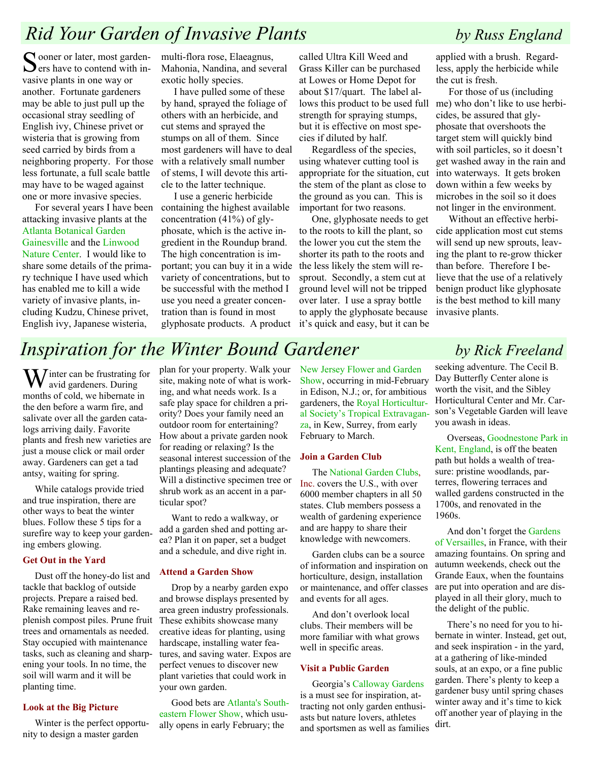# Rid Your Garden of Invasive Plants

*by Russ England*

Sooner or later, most gardeners have to contend with invasive plants in one way or another. Fortunate gardeners may be able to just pull up the occasional stray seedling of English ivy, Chinese privet or wisteria that is growing from seed carried by birds from a neighboring property. For those less fortunate, a full scale battle may have to be waged against one or more invasive species.

For several years I have been attacking invasive plants at the Atlanta Botanical Garden Gainesville and the Linwood Nature Center. I would like to share some details of the primary technique I have used which has enabled me to kill a wide variety of invasive plants, including Kudzu, Chinese privet, English ivy, Japanese wisteria, multi-flora rose, Elaeagnus, Mahonia, Nandina, and several exotic holly species.

I have pulled some of these by hand, sprayed the foliage of others with an herbicide, and cut stems and sprayed the stumps on all of them. Since most gardeners will have to deal with a relatively small number of stems, I will devote this article to the latter technique.

I use a generic herbicide containing the highest available concentration (41%) of glyphosate, which is the active ingredient in the Roundup brand. The high concentration is important; you can buy it in a wide variety of concentrations, but to be successful with the method I use you need a greater concentration than is found in most glyphosate products. A product called Ultra Kill Weed and Grass Killer can be purchased at Lowes or Home Depot for about $17/quart. The label allows this product to be used full strength for spraying stumps, but it is effective on most species if diluted by half.

Regardless of the species, using whatever cutting tool is appropriate for the situation, cut the stem of the plant as close to the ground as you can. This is important for two reasons.

One, glyphosate needs to get to the roots to kill the plant, so the lower you cut the stem the shorter its path to the roots and the less likely the stem will resprout. Secondly, a stem cut at ground level will not be tripped over later. I use a spray bottle to apply the glyphosate because it's quick and easy, but it can be applied with a brush. Regardless, apply the herbicide while the cut is fresh.

For those of us (including me) who don't like to use herbicides, be assured that glyphosate that overshoots the target stem will quickly bind with soil particles, so it doesn't get washed away in the rain and into waterways. It gets broken down within a few weeks by microbes in the soil so it does not linger in the environment.

Without an effective herbicide application most cut stems will send up new sprouts, leaving the plant to re-grow thicker than before. Therefore I believe that the use of a relatively benign product like glyphosate is the best method to kill many invasive plants.

# Inspiration for the Winter Bound Gardener

*by Rick Freeland*

Winter can be frustrating for avid gardeners. During months of cold, we hibernate in the den before a warm fire, and salivate over all the garden catalogs arriving daily. Favorite plants and fresh new varieties are just a mouse click or mail order away. Gardeners can get a tad antsy, waiting for spring.

While catalogs provide tried and true inspiration, there are other ways to beat the winter blues. Follow these 5 tips for a surefire way to keep your gardening embers glowing.

### Get Out in the Yard

Dust off the honey-do list and tackle that backlog of outside projects. Prepare a raised bed. Rake remaining leaves and replenish compost piles. Prune fruit trees and ornamentals as needed. Stay occupied with maintenance tasks, such as cleaning and sharpening your tools. In no time, the soil will warm and it will be planting time.

### Look at the Big Picture

Winter is the perfect opportunity to design a master garden plan for your property. Walk your site, making note of what is working, and what needs work. Is a safe play space for children a priority? Does your family need an outdoor room for entertaining? How about a private garden nook for reading or relaxing? Is the seasonal interest succession of the plantings pleasing and adequate? Will a distinctive specimen tree or shrub work as an accent in a particular spot?

Want to redo a walkway, or add a garden shed and potting area? Plan it on paper, set a budget and a schedule, and dive right in.

### Attend a Garden Show

Drop by a nearby garden expo and browse displays presented by area green industry professionals. These exhibits showcase many creative ideas for planting, using hardscape, installing water features, and saving water. Expos are perfect venues to discover new plant varieties that could work in your own garden.

Good bets are Atlanta's Southeastern Flower Show, which usually opens in early February; the New Jersey Flower and Garden Show, occurring in mid-February in Edison, N.J.; or, for ambitious gardeners, the Royal Horticultural Society's Tropical Extravaganza, in Kew, Surrey, from early February to March.

### Join a Garden Club

The National Garden Clubs, Inc. covers the U.S., with over 6000 member chapters in all 50 states. Club members possess a wealth of gardening experience and are happy to share their knowledge with newcomers.

Garden clubs can be a source of information and inspiration on horticulture, design, installation or maintenance, and offer classes and events for all ages.

And don't overlook local clubs. Their members will be more familiar with what grows well in specific areas.

### Visit a Public Garden

Georgia's Calloway Gardens is a must see for inspiration, attracting not only garden enthusiasts but nature lovers, athletes and sportsmen as well as families seeking adventure. The Cecil B. Day Butterfly Center alone is worth the visit, and the Sibley Horticultural Center and Mr. Carson's Vegetable Garden will leave you awash in ideas.

Overseas, Goodnestone Park in Kent, England, is off the beaten path but holds a wealth of treasure: pristine woodlands, parterres, flowering terraces and walled gardens constructed in the 1700s, and renovated in the 1960s.

And don't forget the Gardens of Versailles, in France, with their amazing fountains. On spring and autumn weekends, check out the Grande Eaux, when the fountains are put into operation and are displayed in all their glory, much to the delight of the public.

There's no need for you to hibernate in winter. Instead, get out, and seek inspiration - in the yard, at a gathering of like-minded souls, at an expo, or a fine public garden. There's plenty to keep a gardener busy until spring chases winter away and it's time to kick off another year of playing in the dirt.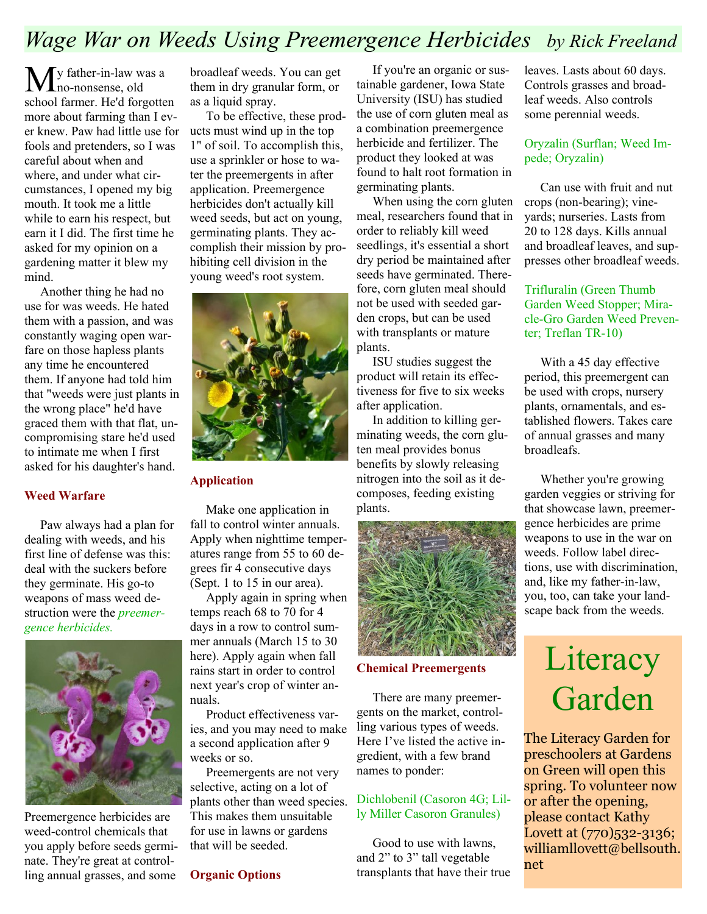# *Wage War on Weeds Using Preemergence Herbicides* *by Rick Freeland*

My father-in-law was a no-nonsense, old school farmer. He'd forgotten more about farming than I ever knew. Paw had little use for fools and pretenders, so I was careful about when and where, and under what circumstances, I opened my big mouth. It took me a little while to earn his respect, but earn it I did. The first time he asked for my opinion on a gardening matter it blew my mind.

Another thing he had no use for was weeds. He hated them with a passion, and was constantly waging open warfare on those hapless plants any time he encountered them. If anyone had told him that "weeds were just plants in the wrong place" he'd have graced them with that flat, uncompromising stare he'd used to intimate me when I first asked for his daughter's hand.

### Weed Warfare

Paw always had a plan for dealing with weeds, and his first line of defense was this: deal with the suckers before they germinate. His go-to weapons of mass weed destruction were the *preemergence herbicides.*

Preemergence herbicides are weed-control chemicals that you apply before seeds germinate. They're great at controlling annual grasses, and some broadleaf weeds. You can get them in dry granular form, or as a liquid spray.

To be effective, these products must wind up in the top 1" of soil. To accomplish this, use a sprinkler or hose to water the preemergents in after application. Preemergence herbicides don't actually kill weed seeds, but act on young, germinating plants. They accomplish their mission by prohibiting cell division in the young weed's root system.

### Application

Make one application in fall to control winter annuals. Apply when nighttime temperatures range from 55 to 60 degrees fir 4 consecutive days (Sept. 1 to 15 in our area).

Apply again in spring when temps reach 68 to 70 for 4 days in a row to control summer annuals (March 15 to 30 here). Apply again when fall rains start in order to control next year's crop of winter annuals.

Product effectiveness varies, and you may need to make a second application after 9 weeks or so.

Preemergents are not very selective, acting on a lot of plants other than weed species. This makes them unsuitable for use in lawns or gardens that will be seeded.

### Organic Options

If you're an organic or sustainable gardener, Iowa State University (ISU) has studied the use of corn gluten meal as a combination preemergence herbicide and fertilizer. The product they looked at was found to halt root formation in germinating plants.

When using the corn gluten meal, researchers found that in order to reliably kill weed seedlings, it's essential a short dry period be maintained after seeds have germinated. Therefore, corn gluten meal should not be used with seeded garden crops, but can be used with transplants or mature plants.

ISU studies suggest the product will retain its effectiveness for five to six weeks after application.

In addition to killing germinating weeds, the corn gluten meal provides bonus benefits by slowly releasing nitrogen into the soil as it decomposes, feeding existing plants.

### Chemical Preemergents

There are many preemergents on the market, controlling various types of weeds. Here I've listed the active ingredient, with a few brand names to ponder:

**Dichlobenil (Casoron 4G; Lilly Miller Casoron Granules)**

Good to use with lawns, and 2" to 3" tall vegetable transplants that have their true leaves. Lasts about 60 days. Controls grasses and broadleaf weeds. Also controls some perennial weeds.

**Oryzalin (Surflan; Weed Impede; Oryzalin)**

Can use with fruit and nut crops (non-bearing); vineyards; nurseries. Lasts from 20 to 128 days. Kills annual and broadleaf leaves, and suppresses other broadleaf weeds.

**Trifluralin (Green Thumb Garden Weed Stopper; Miracle-Gro Garden Weed Preventer; Treflan TR-10)**

With a 45 day effective period, this preemergent can be used with crops, nursery plants, ornamentals, and established flowers. Takes care of annual grasses and many broadleafs.

Whether you're growing garden veggies or striving for that showcase lawn, preemergence herbicides are prime weapons to use in the war on weeds. Follow label directions, use with discrimination, and, like my father-in-law, you, too, can take your landscape back from the weeds.

---

## Literacy Garden

The Literacy Garden for preschoolers at Gardens on Green will open this spring. To volunteer now or after the opening, please contact Kathy Lovett at (770)532-3136; williamllovett@bellsouth.net